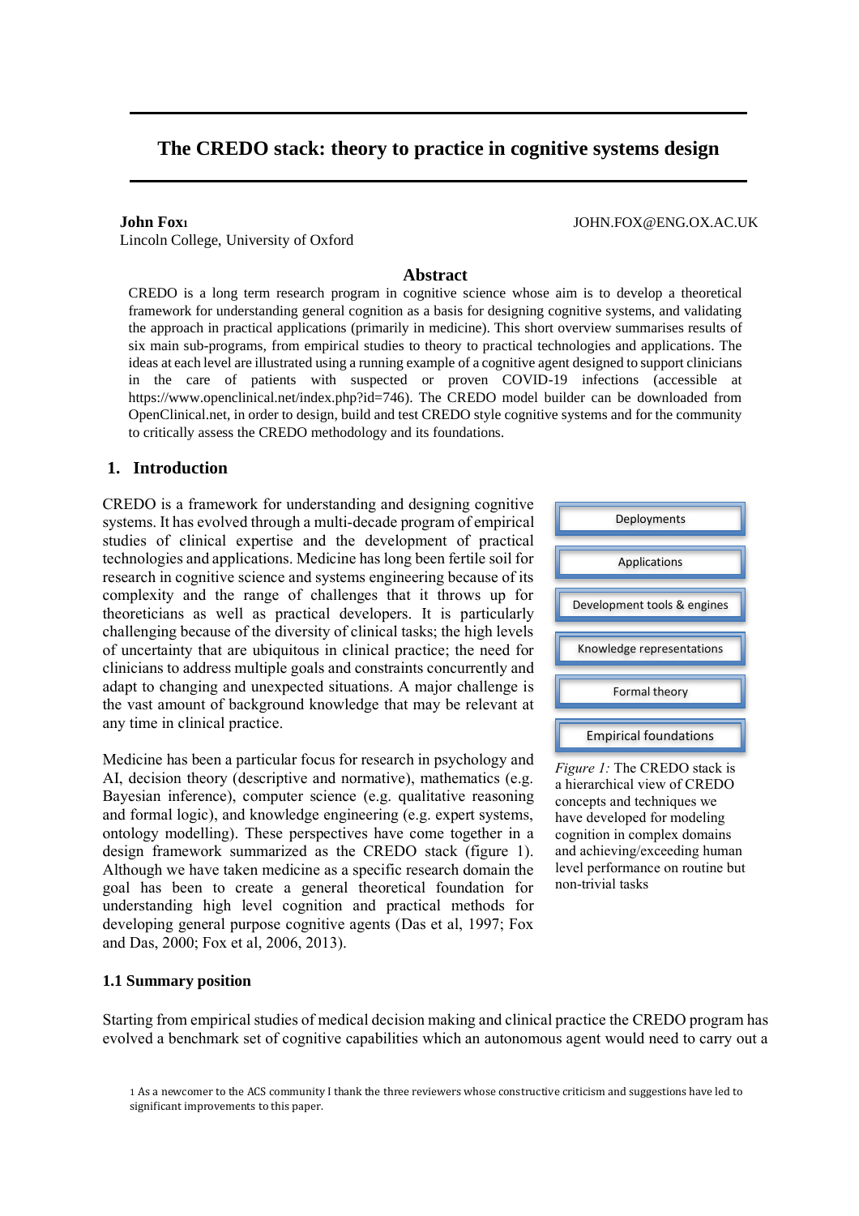# The CREDO stack: theory to practice in cognitive systems design

**John Fox**[1] JOHN.FOX@ENG.OX.AC.UK
Lincoln College, University of Oxford

## Abstract

CREDO is a long term research program in cognitive science whose aim is to develop a theoretical framework for understanding general cognition as a basis for designing cognitive systems, and validating the approach in practical applications (primarily in medicine). This short overview summarises results of six main sub-programs, from empirical studies to theory to practical technologies and applications. The ideas at each level are illustrated using a running example of a cognitive agent designed to support clinicians in the care of patients with suspected or proven COVID-19 infections (accessible at https://www.openclinical.net/index.php?id=746). The CREDO model builder can be downloaded from OpenClinical.net, in order to design, build and test CREDO style cognitive systems and for the community to critically assess the CREDO methodology and its foundations.

## 1. Introduction

CREDO is a framework for understanding and designing cognitive systems. It has evolved through a multi-decade program of empirical studies of clinical expertise and the development of practical technologies and applications. Medicine has long been fertile soil for research in cognitive science and systems engineering because of its complexity and the range of challenges that it throws up for theoreticians as well as practical developers. It is particularly challenging because of the diversity of clinical tasks; the high levels of uncertainty that are ubiquitous in clinical practice; the need for clinicians to address multiple goals and constraints concurrently and adapt to changing and unexpected situations. A major challenge is the vast amount of background knowledge that may be relevant at any time in clinical practice.

Deployments

Applications

Development tools & engines

Knowledge representations

Formal theory

Empirical foundations

*Figure 1:* The CREDO stack is a hierarchical view of CREDO concepts and techniques we have developed for modeling cognition in complex domains and achieving/exceeding human level performance on routine but non-trivial tasks

Medicine has been a particular focus for research in psychology and AI, decision theory (descriptive and normative), mathematics (e.g. Bayesian inference), computer science (e.g. qualitative reasoning and formal logic), and knowledge engineering (e.g. expert systems, ontology modelling). These perspectives have come together in a design framework summarized as the CREDO stack (figure 1). Although we have taken medicine as a specific research domain the goal has been to create a general theoretical foundation for understanding high level cognition and practical methods for developing general purpose cognitive agents (Das et al, 1997; Fox and Das, 2000; Fox et al, 2006, 2013).

### 1.1 Summary position

Starting from empirical studies of medical decision making and clinical practice the CREDO program has evolved a benchmark set of cognitive capabilities which an autonomous agent would need to carry out a

[1] As a newcomer to the ACS community I thank the three reviewers whose constructive criticism and suggestions have led to significant improvements to this paper.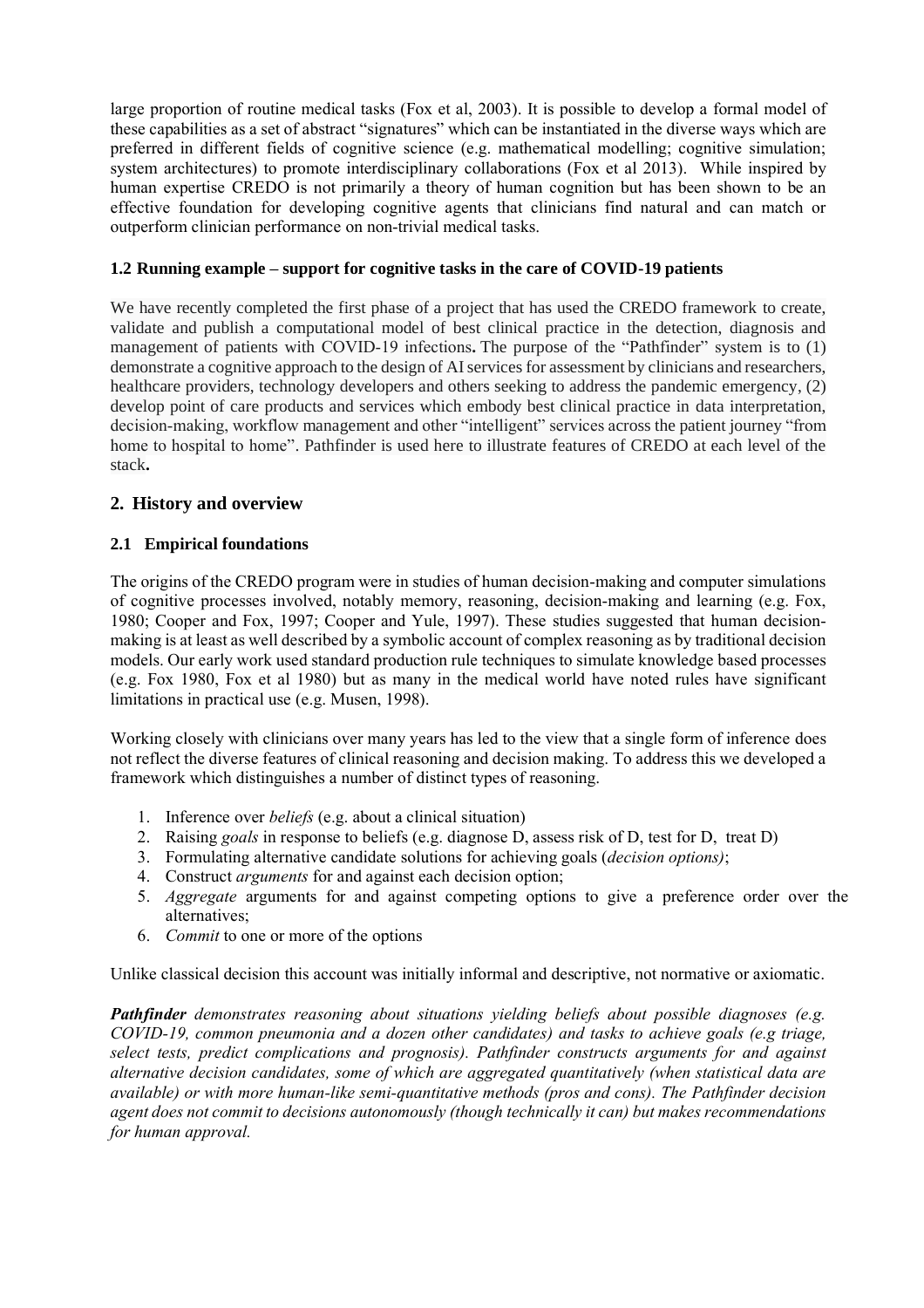large proportion of routine medical tasks (Fox et al, 2003). It is possible to develop a formal model of these capabilities as a set of abstract "signatures" which can be instantiated in the diverse ways which are preferred in different fields of cognitive science (e.g. mathematical modelling; cognitive simulation; system architectures) to promote interdisciplinary collaborations (Fox et al 2013). While inspired by human expertise CREDO is not primarily a theory of human cognition but has been shown to be an effective foundation for developing cognitive agents that clinicians find natural and can match or outperform clinician performance on non-trivial medical tasks.

### 1.2 Running example – support for cognitive tasks in the care of COVID-19 patients

We have recently completed the first phase of a project that has used the CREDO framework to create, validate and publish a computational model of best clinical practice in the detection, diagnosis and management of patients with COVID-19 infections**.** The purpose of the "Pathfinder" system is to (1) demonstrate a cognitive approach to the design of AI services for assessment by clinicians and researchers, healthcare providers, technology developers and others seeking to address the pandemic emergency, (2) develop point of care products and services which embody best clinical practice in data interpretation, decision-making, workflow management and other "intelligent" services across the patient journey "from home to hospital to home". Pathfinder is used here to illustrate features of CREDO at each level of the stack**.**

## 2. History and overview

### 2.1 Empirical foundations

The origins of the CREDO program were in studies of human decision-making and computer simulations of cognitive processes involved, notably memory, reasoning, decision-making and learning (e.g. Fox, 1980; Cooper and Fox, 1997; Cooper and Yule, 1997). These studies suggested that human decision-making is at least as well described by a symbolic account of complex reasoning as by traditional decision models. Our early work used standard production rule techniques to simulate knowledge based processes (e.g. Fox 1980, Fox et al 1980) but as many in the medical world have noted rules have significant limitations in practical use (e.g. Musen, 1998).

Working closely with clinicians over many years has led to the view that a single form of inference does not reflect the diverse features of clinical reasoning and decision making. To address this we developed a framework which distinguishes a number of distinct types of reasoning.

1. Inference over *beliefs* (e.g. about a clinical situation)
2. Raising *goals* in response to beliefs (e.g. diagnose D, assess risk of D, test for D, treat D)
3. Formulating alternative candidate solutions for achieving goals (*decision options)*;
4. Construct *arguments* for and against each decision option;
5. *Aggregate* arguments for and against competing options to give a preference order over the alternatives;
6. *Commit* to one or more of the options

Unlike classical decision this account was initially informal and descriptive, not normative or axiomatic.

***Pathfinder*** *demonstrates reasoning about situations yielding beliefs about possible diagnoses (e.g. COVID-19, common pneumonia and a dozen other candidates) and tasks to achieve goals (e.g triage, select tests, predict complications and prognosis). Pathfinder constructs arguments for and against alternative decision candidates, some of which are aggregated quantitatively (when statistical data are available) or with more human-like semi-quantitative methods (pros and cons). The Pathfinder decision agent does not commit to decisions autonomously (though technically it can) but makes recommendations for human approval.*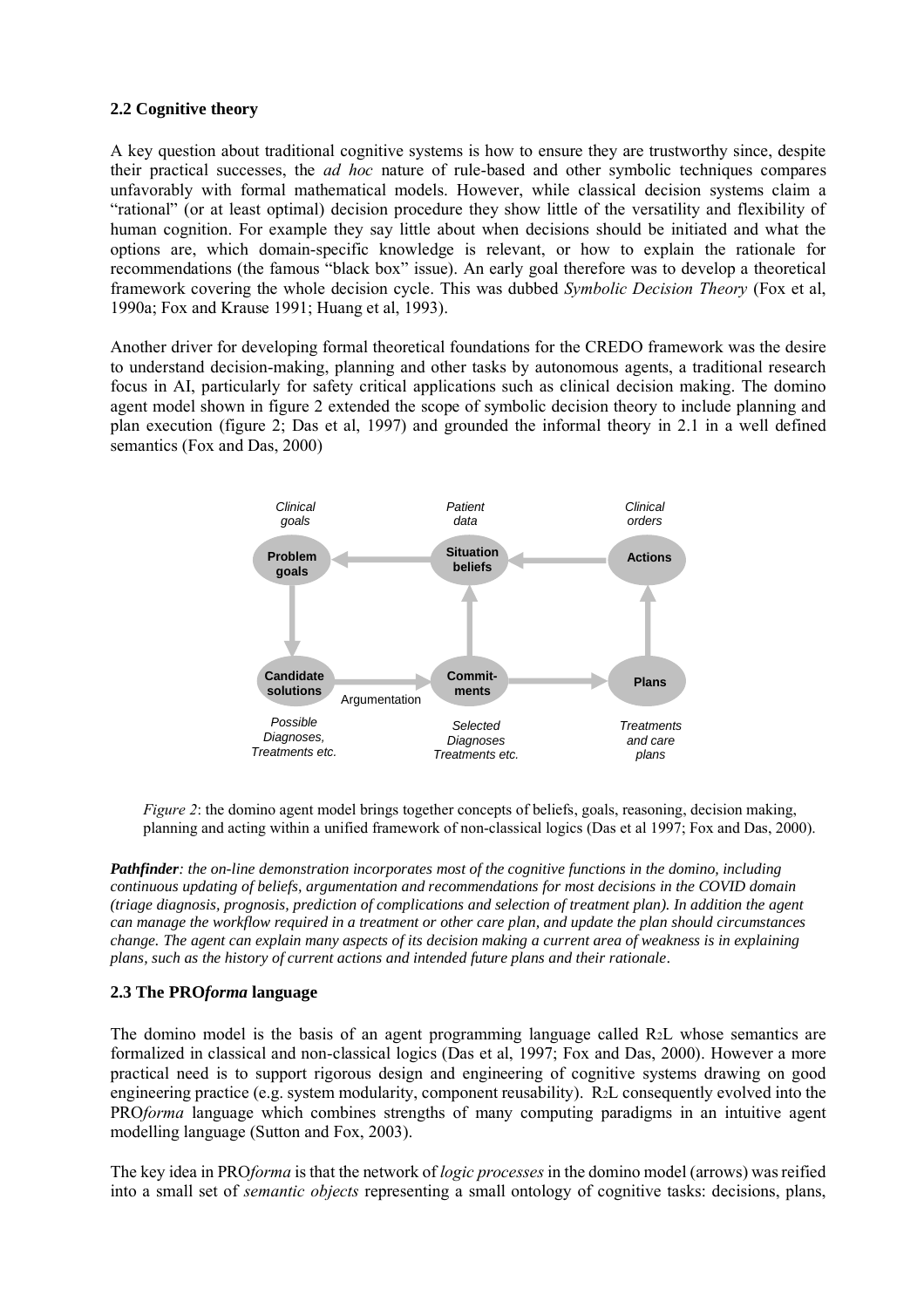**2.2 Cognitive theory**

A key question about traditional cognitive systems is how to ensure they are trustworthy since, despite their practical successes, the *ad hoc* nature of rule-based and other symbolic techniques compares unfavorably with formal mathematical models. However, while classical decision systems claim a "rational" (or at least optimal) decision procedure they show little of the versatility and flexibility of human cognition. For example they say little about when decisions should be initiated and what the options are, which domain-specific knowledge is relevant, or how to explain the rationale for recommendations (the famous "black box" issue). An early goal therefore was to develop a theoretical framework covering the whole decision cycle. This was dubbed *Symbolic Decision Theory* (Fox et al, 1990a; Fox and Krause 1991; Huang et al, 1993).

Another driver for developing formal theoretical foundations for the CREDO framework was the desire to understand decision-making, planning and other tasks by autonomous agents, a traditional research focus in AI, particularly for safety critical applications such as clinical decision making. The domino agent model shown in figure 2 extended the scope of symbolic decision theory to include planning and plan execution (figure 2; Das et al, 1997) and grounded the informal theory in 2.1 in a well defined semantics (Fox and Das, 2000)

*Figure 2*: the domino agent model brings together concepts of beliefs, goals, reasoning, decision making, planning and acting within a unified framework of non-classical logics (Das et al 1997; Fox and Das, 2000).

***Pathfinder****: the on-line demonstration incorporates most of the cognitive functions in the domino, including continuous updating of beliefs, argumentation and recommendations for most decisions in the COVID domain (triage diagnosis, prognosis, prediction of complications and selection of treatment plan). In addition the agent can manage the workflow required in a treatment or other care plan, and update the plan should circumstances change. The agent can explain many aspects of its decision making a current area of weakness is in explaining plans, such as the history of current actions and intended future plans and their rationale*.

**2.3 The PRO*forma* language**

The domino model is the basis of an agent programming language called $R_2L$ whose semantics are formalized in classical and non-classical logics (Das et al, 1997; Fox and Das, 2000). However a more practical need is to support rigorous design and engineering of cognitive systems drawing on good engineering practice (e.g. system modularity, component reusability). $R_2L$ consequently evolved into the PRO*forma* language which combines strengths of many computing paradigms in an intuitive agent modelling language (Sutton and Fox, 2003).

The key idea in PRO*forma* is that the network of *logic processes* in the domino model (arrows) was reified into a small set of *semantic objects* representing a small ontology of cognitive tasks: decisions, plans,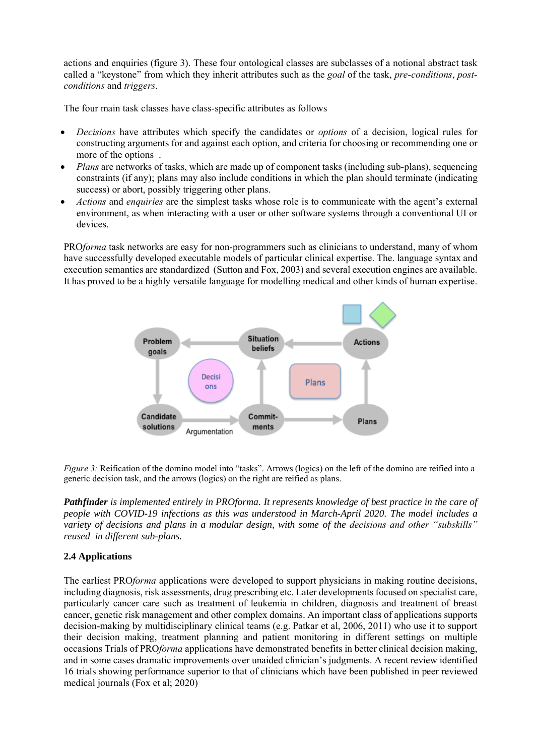actions and enquiries (figure 3). These four ontological classes are subclasses of a notional abstract task called a "keystone" from which they inherit attributes such as the *goal* of the task, *pre-conditions*, *post-conditions* and *triggers*.

The four main task classes have class-specific attributes as follows

- *Decisions* have attributes which specify the candidates or *options* of a decision, logical rules for constructing arguments for and against each option, and criteria for choosing or recommending one or more of the options .
- *Plans* are networks of tasks, which are made up of component tasks (including sub-plans), sequencing constraints (if any); plans may also include conditions in which the plan should terminate (indicating success) or abort, possibly triggering other plans.
- *Actions* and *enquiries* are the simplest tasks whose role is to communicate with the agent's external environment, as when interacting with a user or other software systems through a conventional UI or devices.

PRO*forma* task networks are easy for non-programmers such as clinicians to understand, many of whom have successfully developed executable models of particular clinical expertise. The. language syntax and execution semantics are standardized (Sutton and Fox, 2003) and several execution engines are available. It has proved to be a highly versatile language for modelling medical and other kinds of human expertise.

*Figure 3:* Reification of the domino model into "tasks". Arrows (logics) on the left of the domino are reified into a generic decision task, and the arrows (logics) on the right are reified as plans.

***Pathfinder*** *is implemented entirely in PROforma. It represents knowledge of best practice in the care of people with COVID-19 infections as this was understood in March-April 2020. The model includes a variety of decisions and plans in a modular design, with some of the decisions and other "subskills" reused in different sub-plans.*

### 2.4 Applications

The earliest PRO*forma* applications were developed to support physicians in making routine decisions, including diagnosis, risk assessments, drug prescribing etc. Later developments focused on specialist care, particularly cancer care such as treatment of leukemia in children, diagnosis and treatment of breast cancer, genetic risk management and other complex domains. An important class of applications supports decision-making by multidisciplinary clinical teams (e.g. Patkar et al, 2006, 2011) who use it to support their decision making, treatment planning and patient monitoring in different settings on multiple occasions Trials of PRO*forma* applications have demonstrated benefits in better clinical decision making, and in some cases dramatic improvements over unaided clinician's judgments. A recent review identified 16 trials showing performance superior to that of clinicians which have been published in peer reviewed medical journals (Fox et al; 2020)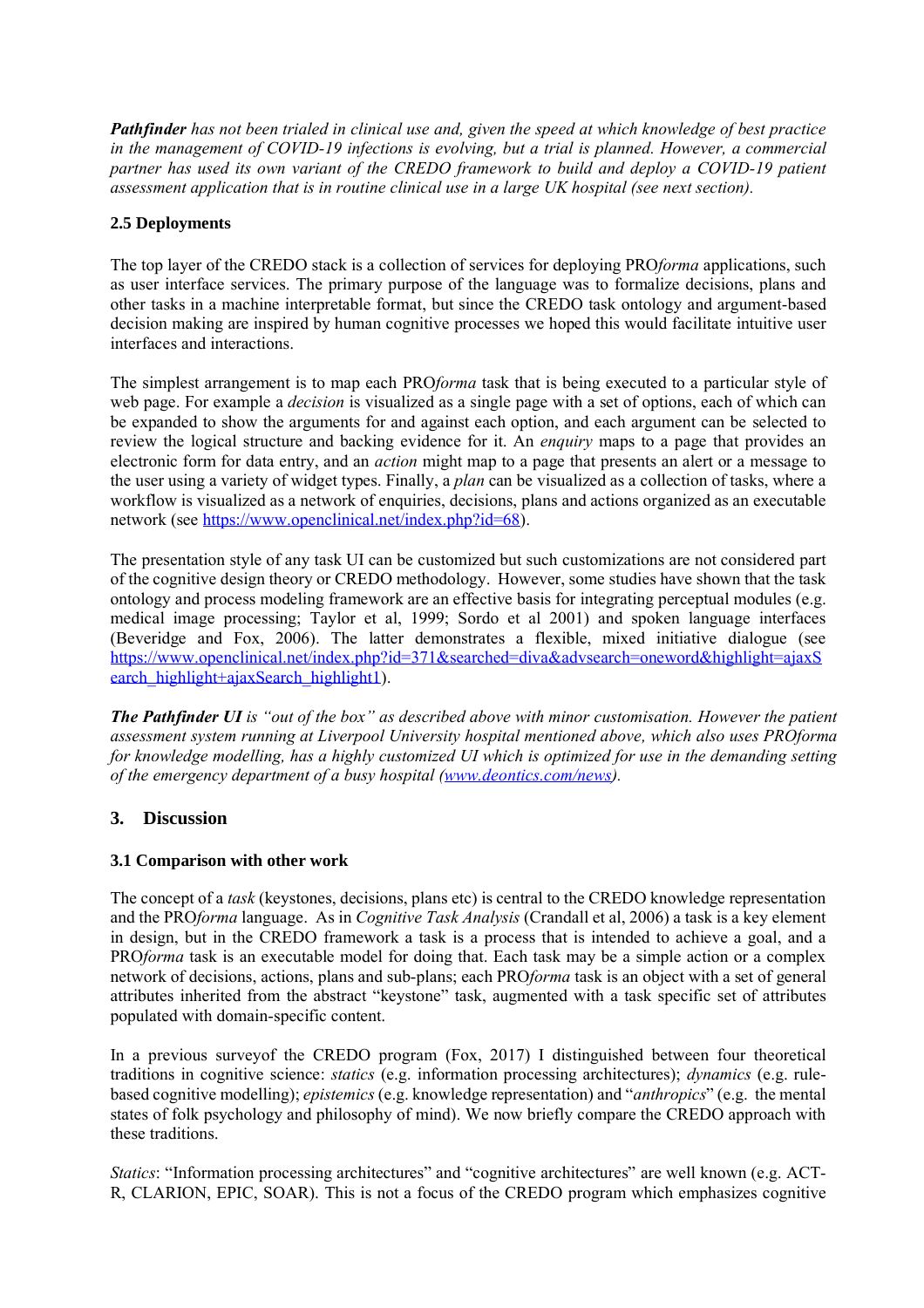***Pathfinder** has not been trialed in clinical use and, given the speed at which knowledge of best practice in the management of COVID-19 infections is evolving, but a trial is planned. However, a commercial partner has used its own variant of the CREDO framework to build and deploy a COVID-19 patient assessment application that is in routine clinical use in a large UK hospital (see next section).*

### 2.5 Deployments

The top layer of the CREDO stack is a collection of services for deploying PRO*forma* applications, such as user interface services. The primary purpose of the language was to formalize decisions, plans and other tasks in a machine interpretable format, but since the CREDO task ontology and argument-based decision making are inspired by human cognitive processes we hoped this would facilitate intuitive user interfaces and interactions.

The simplest arrangement is to map each PRO*forma* task that is being executed to a particular style of web page. For example a *decision* is visualized as a single page with a set of options, each of which can be expanded to show the arguments for and against each option, and each argument can be selected to review the logical structure and backing evidence for it. An *enquiry* maps to a page that provides an electronic form for data entry, and an *action* might map to a page that presents an alert or a message to the user using a variety of widget types. Finally, a *plan* can be visualized as a collection of tasks, where a workflow is visualized as a network of enquiries, decisions, plans and actions organized as an executable network (see https://www.openclinical.net/index.php?id=68).

The presentation style of any task UI can be customized but such customizations are not considered part of the cognitive design theory or CREDO methodology. However, some studies have shown that the task ontology and process modeling framework are an effective basis for integrating perceptual modules (e.g. medical image processing; Taylor et al, 1999; Sordo et al 2001) and spoken language interfaces (Beveridge and Fox, 2006). The latter demonstrates a flexible, mixed initiative dialogue (see https://www.openclinical.net/index.php?id=371&searched=diva&advsearch=oneword&highlight=ajaxSearch_highlight+ajaxSearch_highlight1).

***The Pathfinder UI** is "out of the box" as described above with minor customisation. However the patient assessment system running at Liverpool University hospital mentioned above, which also uses PROforma for knowledge modelling, has a highly customized UI which is optimized for use in the demanding setting of the emergency department of a busy hospital (www.deontics.com/news).*

## 3. Discussion

### 3.1 Comparison with other work

The concept of a *task* (keystones, decisions, plans etc) is central to the CREDO knowledge representation and the PRO*forma* language. As in *Cognitive Task Analysis* (Crandall et al, 2006) a task is a key element in design, but in the CREDO framework a task is a process that is intended to achieve a goal, and a PRO*forma* task is an executable model for doing that. Each task may be a simple action or a complex network of decisions, actions, plans and sub-plans; each PRO*forma* task is an object with a set of general attributes inherited from the abstract "keystone" task, augmented with a task specific set of attributes populated with domain-specific content.

In a previous surveyof the CREDO program (Fox, 2017) I distinguished between four theoretical traditions in cognitive science: *statics* (e.g. information processing architectures); *dynamics* (e.g. rule-based cognitive modelling); *epistemics* (e.g. knowledge representation) and "*anthropics*" (e.g. the mental states of folk psychology and philosophy of mind). We now briefly compare the CREDO approach with these traditions.

*Statics*: "Information processing architectures" and "cognitive architectures" are well known (e.g. ACT-R, CLARION, EPIC, SOAR). This is not a focus of the CREDO program which emphasizes cognitive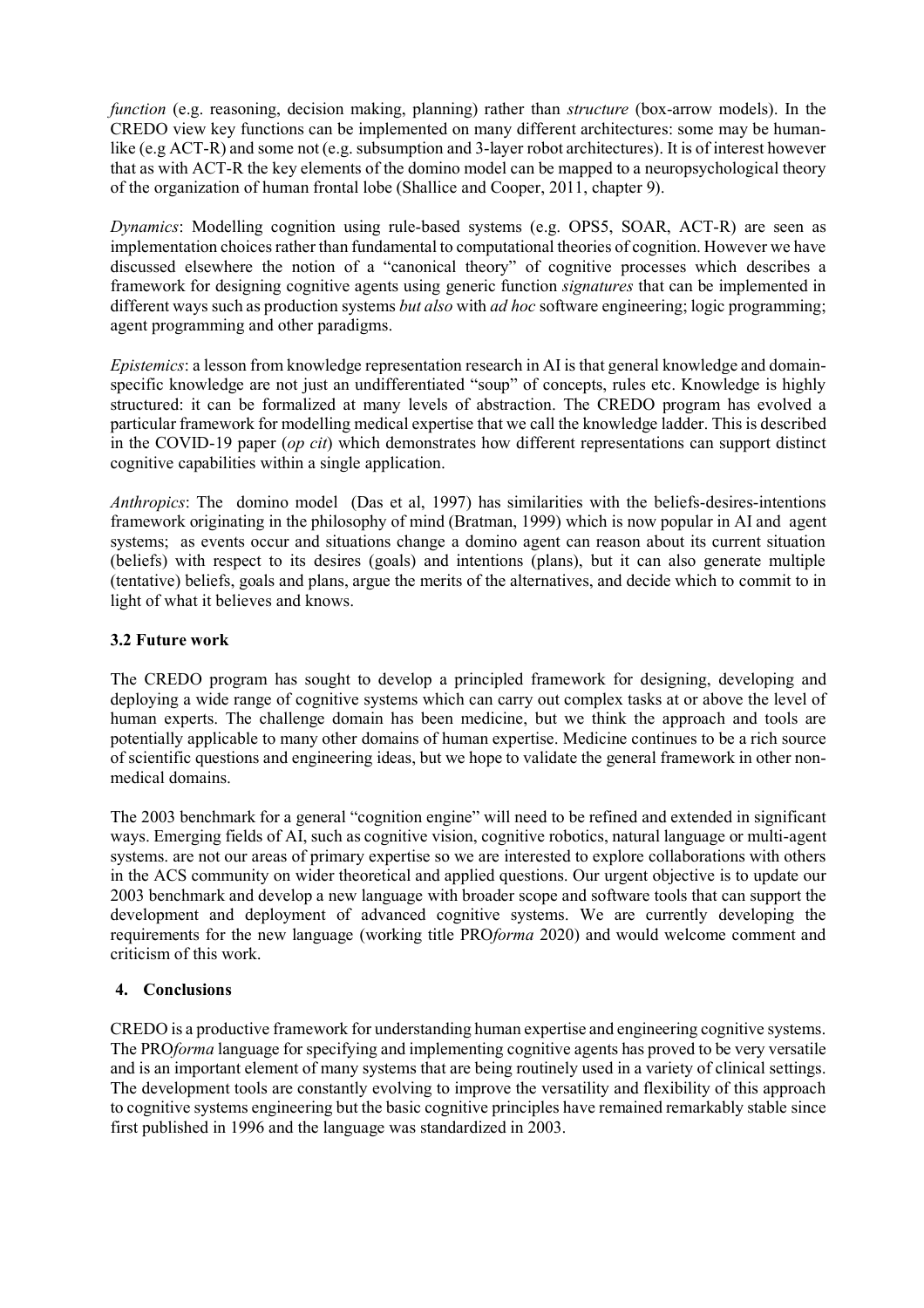*function* (e.g. reasoning, decision making, planning) rather than *structure* (box-arrow models). In the CREDO view key functions can be implemented on many different architectures: some may be human-like (e.g ACT-R) and some not (e.g. subsumption and 3-layer robot architectures). It is of interest however that as with ACT-R the key elements of the domino model can be mapped to a neuropsychological theory of the organization of human frontal lobe (Shallice and Cooper, 2011, chapter 9).

*Dynamics*: Modelling cognition using rule-based systems (e.g. OPS5, SOAR, ACT-R) are seen as implementation choices rather than fundamental to computational theories of cognition. However we have discussed elsewhere the notion of a "canonical theory" of cognitive processes which describes a framework for designing cognitive agents using generic function *signatures* that can be implemented in different ways such as production systems *but also* with *ad hoc* software engineering; logic programming; agent programming and other paradigms.

*Epistemics*: a lesson from knowledge representation research in AI is that general knowledge and domain-specific knowledge are not just an undifferentiated "soup" of concepts, rules etc. Knowledge is highly structured: it can be formalized at many levels of abstraction. The CREDO program has evolved a particular framework for modelling medical expertise that we call the knowledge ladder. This is described in the COVID-19 paper (*op cit*) which demonstrates how different representations can support distinct cognitive capabilities within a single application.

*Anthropics*: The domino model (Das et al, 1997) has similarities with the beliefs-desires-intentions framework originating in the philosophy of mind (Bratman, 1999) which is now popular in AI and agent systems; as events occur and situations change a domino agent can reason about its current situation (beliefs) with respect to its desires (goals) and intentions (plans), but it can also generate multiple (tentative) beliefs, goals and plans, argue the merits of the alternatives, and decide which to commit to in light of what it believes and knows.

### 3.2 Future work

The CREDO program has sought to develop a principled framework for designing, developing and deploying a wide range of cognitive systems which can carry out complex tasks at or above the level of human experts. The challenge domain has been medicine, but we think the approach and tools are potentially applicable to many other domains of human expertise. Medicine continues to be a rich source of scientific questions and engineering ideas, but we hope to validate the general framework in other non-medical domains.

The 2003 benchmark for a general "cognition engine" will need to be refined and extended in significant ways. Emerging fields of AI, such as cognitive vision, cognitive robotics, natural language or multi-agent systems. are not our areas of primary expertise so we are interested to explore collaborations with others in the ACS community on wider theoretical and applied questions. Our urgent objective is to update our 2003 benchmark and develop a new language with broader scope and software tools that can support the development and deployment of advanced cognitive systems. We are currently developing the requirements for the new language (working title PRO*forma* 2020) and would welcome comment and criticism of this work.

## 4. Conclusions

CREDO is a productive framework for understanding human expertise and engineering cognitive systems. The PRO*forma* language for specifying and implementing cognitive agents has proved to be very versatile and is an important element of many systems that are being routinely used in a variety of clinical settings. The development tools are constantly evolving to improve the versatility and flexibility of this approach to cognitive systems engineering but the basic cognitive principles have remained remarkably stable since first published in 1996 and the language was standardized in 2003.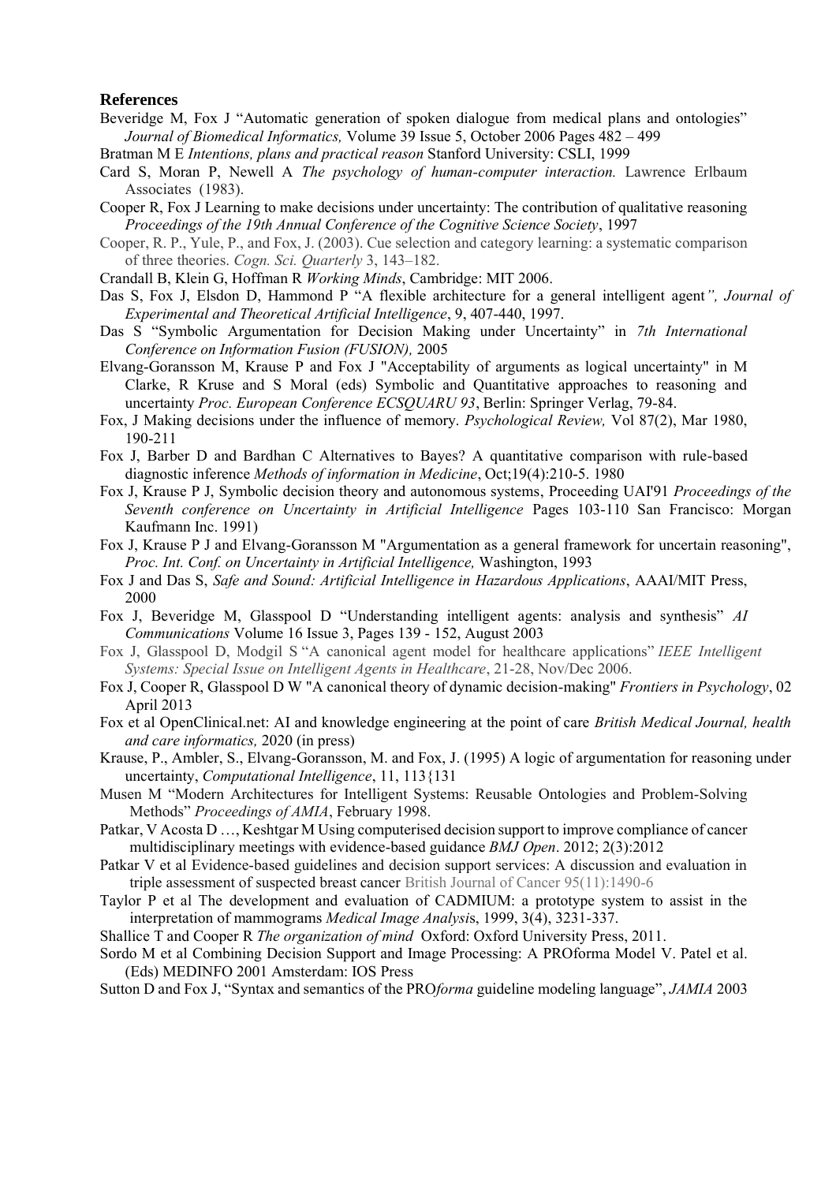## References

Beveridge M, Fox J "Automatic generation of spoken dialogue from medical plans and ontologies" *Journal of Biomedical Informatics,* Volume 39 Issue 5, October 2006 Pages 482 – 499

Bratman M E *Intentions, plans and practical reason* Stanford University: CSLI, 1999

Card S, Moran P, Newell A *The psychology of human-computer interaction.* Lawrence Erlbaum Associates (1983).

Cooper R, Fox J Learning to make decisions under uncertainty: The contribution of qualitative reasoning *Proceedings of the 19th Annual Conference of the Cognitive Science Society*, 1997

Cooper, R. P., Yule, P., and Fox, J. (2003). Cue selection and category learning: a systematic comparison of three theories. *Cogn. Sci. Quarterly* 3, 143–182.

Crandall B, Klein G, Hoffman R *Working Minds*, Cambridge: MIT 2006.

Das S, Fox J, Elsdon D, Hammond P "A flexible architecture for a general intelligent agent*", Journal of Experimental and Theoretical Artificial Intelligence*, 9, 407-440, 1997.

Das S "Symbolic Argumentation for Decision Making under Uncertainty" in *7th International Conference on Information Fusion (FUSION),* 2005

Elvang-Goransson M, Krause P and Fox J "Acceptability of arguments as logical uncertainty" in M Clarke, R Kruse and S Moral (eds) Symbolic and Quantitative approaches to reasoning and uncertainty *Proc. European Conference ECSQUARU 93*, Berlin: Springer Verlag, 79-84.

Fox, J Making decisions under the influence of memory. *Psychological Review,* Vol 87(2), Mar 1980, 190-211

Fox J, Barber D and Bardhan C Alternatives to Bayes? A quantitative comparison with rule-based diagnostic inference *Methods of information in Medicine*, Oct;19(4):210-5. 1980

Fox J, Krause P J, Symbolic decision theory and autonomous systems, Proceeding UAI'91 *Proceedings of the Seventh conference on Uncertainty in Artificial Intelligence* Pages 103-110 San Francisco: Morgan Kaufmann Inc. 1991)

Fox J, Krause P J and Elvang-Goransson M "Argumentation as a general framework for uncertain reasoning", *Proc. Int. Conf. on Uncertainty in Artificial Intelligence,* Washington, 1993

Fox J and Das S, *Safe and Sound: Artificial Intelligence in Hazardous Applications*, AAAI/MIT Press, 2000

Fox J, Beveridge M, Glasspool D "Understanding intelligent agents: analysis and synthesis" *AI Communications* Volume 16 Issue 3, Pages 139 - 152, August 2003

Fox J, Glasspool D, Modgil S "A canonical agent model for healthcare applications" *IEEE Intelligent Systems: Special Issue on Intelligent Agents in Healthcare*, 21-28, Nov/Dec 2006.

Fox J, Cooper R, Glasspool D W "A canonical theory of dynamic decision-making" *Frontiers in Psychology*, 02 April 2013

Fox et al OpenClinical.net: AI and knowledge engineering at the point of care *British Medical Journal, health and care informatics,* 2020 (in press)

Krause, P., Ambler, S., Elvang-Goransson, M. and Fox, J. (1995) A logic of argumentation for reasoning under uncertainty, *Computational Intelligence*, 11, 113{131

Musen M "Modern Architectures for Intelligent Systems: Reusable Ontologies and Problem-Solving Methods" *Proceedings of AMIA*, February 1998.

Patkar, V Acosta D …, Keshtgar M Using computerised decision support to improve compliance of cancer multidisciplinary meetings with evidence-based guidance *BMJ Open*. 2012; 2(3):2012

Patkar V et al Evidence-based guidelines and decision support services: A discussion and evaluation in triple assessment of suspected breast cancer British Journal of Cancer 95(11):1490-6

Taylor P et al The development and evaluation of CADMIUM: a prototype system to assist in the interpretation of mammograms *Medical Image Analysi*s, 1999, 3(4), 3231-337.

Shallice T and Cooper R *The organization of mind* Oxford: Oxford University Press, 2011.

Sordo M et al Combining Decision Support and Image Processing: A PROforma Model V. Patel et al. (Eds) MEDINFO 2001 Amsterdam: IOS Press

Sutton D and Fox J, "Syntax and semantics of the PRO*forma* guideline modeling language", *JAMIA* 2003